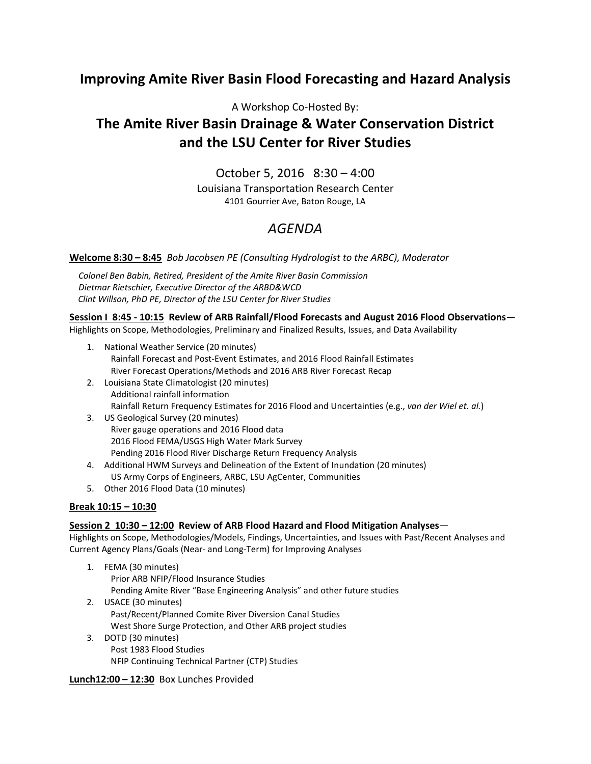# Improving Amite River Basin Flood Forecasting and Hazard Analysis

A Workshop Co-Hosted By:

## The Amite River Basin Drainage & Water Conservation District and the LSU Center for River Studies

October 5, 2016 8:30 – 4:00

Louisiana Transportation Research Center

4101 Gourrier Ave, Baton Rouge, LA

## *AGENDA*

**Welcome 8:30 – 8:45** *Bob Jacobsen PE (Consulting Hydrologist to the ARBC), Moderator*

*Colonel Ben Babin, Retired, President of the Amite River Basin Commission*
*Dietmar Rietschier, Executive Director of the ARBD&WCD*
*Clint Willson, PhD PE, Director of the LSU Center for River Studies*

**Session I 8:45 - 10:15 Review of ARB Rainfall/Flood Forecasts and August 2016 Flood Observations**—
Highlights on Scope, Methodologies, Preliminary and Finalized Results, Issues, and Data Availability

1. National Weather Service (20 minutes)
   Rainfall Forecast and Post-Event Estimates, and 2016 Flood Rainfall Estimates
   River Forecast Operations/Methods and 2016 ARB River Forecast Recap
2. Louisiana State Climatologist (20 minutes)
   Additional rainfall information
   Rainfall Return Frequency Estimates for 2016 Flood and Uncertainties (e.g., *van der Wiel et. al.*)
3. US Geological Survey (20 minutes)
   River gauge operations and 2016 Flood data
   2016 Flood FEMA/USGS High Water Mark Survey
   Pending 2016 Flood River Discharge Return Frequency Analysis
4. Additional HWM Surveys and Delineation of the Extent of Inundation (20 minutes)
   US Army Corps of Engineers, ARBC, LSU AgCenter, Communities
5. Other 2016 Flood Data (10 minutes)

**Break 10:15 – 10:30**

**Session 2 10:30 – 12:00 Review of ARB Flood Hazard and Flood Mitigation Analyses**—
Highlights on Scope, Methodologies/Models, Findings, Uncertainties, and Issues with Past/Recent Analyses and Current Agency Plans/Goals (Near- and Long-Term) for Improving Analyses

1. FEMA (30 minutes)
   Prior ARB NFIP/Flood Insurance Studies
   Pending Amite River "Base Engineering Analysis" and other future studies
2. USACE (30 minutes)
   Past/Recent/Planned Comite River Diversion Canal Studies
   West Shore Surge Protection, and Other ARB project studies
3. DOTD (30 minutes)
   Post 1983 Flood Studies
   NFIP Continuing Technical Partner (CTP) Studies

**Lunch12:00 – 12:30** Box Lunches Provided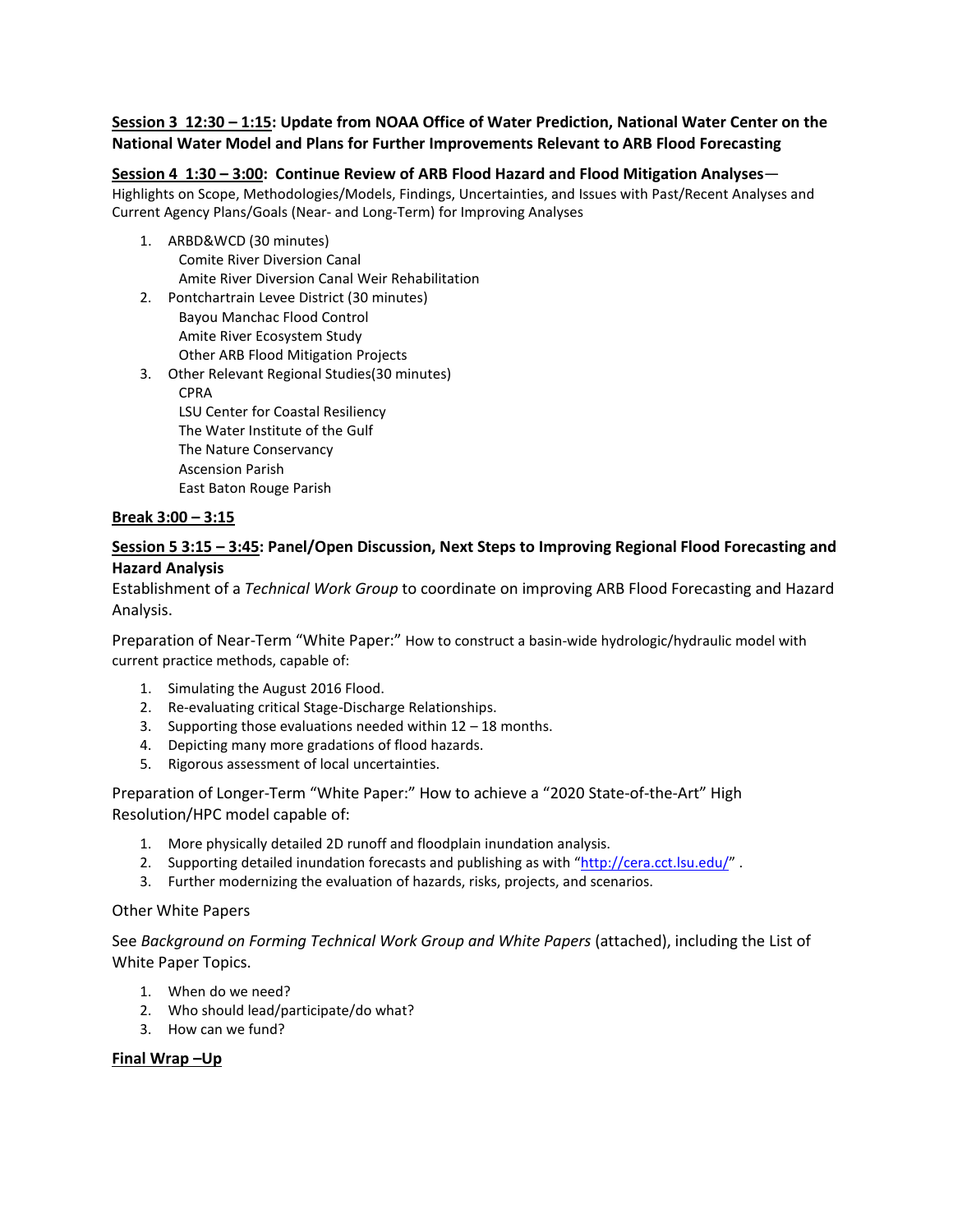**Session 3 12:30 – 1:15: Update from NOAA Office of Water Prediction, National Water Center on the National Water Model and Plans for Further Improvements Relevant to ARB Flood Forecasting**

**Session 4 1:30 – 3:00: Continue Review of ARB Flood Hazard and Flood Mitigation Analyses**—
Highlights on Scope, Methodologies/Models, Findings, Uncertainties, and Issues with Past/Recent Analyses and Current Agency Plans/Goals (Near- and Long-Term) for Improving Analyses

1. ARBD&WCD (30 minutes)
   Comite River Diversion Canal
   Amite River Diversion Canal Weir Rehabilitation
2. Pontchartrain Levee District (30 minutes)
   Bayou Manchac Flood Control
   Amite River Ecosystem Study
   Other ARB Flood Mitigation Projects
3. Other Relevant Regional Studies(30 minutes)
   CPRA
   LSU Center for Coastal Resiliency
   The Water Institute of the Gulf
   The Nature Conservancy
   Ascension Parish
   East Baton Rouge Parish

**Break 3:00 – 3:15**

**Session 5 3:15 – 3:45: Panel/Open Discussion, Next Steps to Improving Regional Flood Forecasting and Hazard Analysis**

Establishment of a *Technical Work Group* to coordinate on improving ARB Flood Forecasting and Hazard Analysis.

Preparation of Near-Term "White Paper:" How to construct a basin-wide hydrologic/hydraulic model with current practice methods, capable of:

1. Simulating the August 2016 Flood.
2. Re-evaluating critical Stage-Discharge Relationships.
3. Supporting those evaluations needed within 12 – 18 months.
4. Depicting many more gradations of flood hazards.
5. Rigorous assessment of local uncertainties.

Preparation of Longer-Term "White Paper:" How to achieve a "2020 State-of-the-Art" High Resolution/HPC model capable of:

1. More physically detailed 2D runoff and floodplain inundation analysis.
2. Supporting detailed inundation forecasts and publishing as with "[http://cera.cct.lsu.edu/](http://cera.cct.lsu.edu/)" .
3. Further modernizing the evaluation of hazards, risks, projects, and scenarios.

Other White Papers

See *Background on Forming Technical Work Group and White Papers* (attached), including the List of White Paper Topics.

1. When do we need?
2. Who should lead/participate/do what?
3. How can we fund?

**Final Wrap –Up**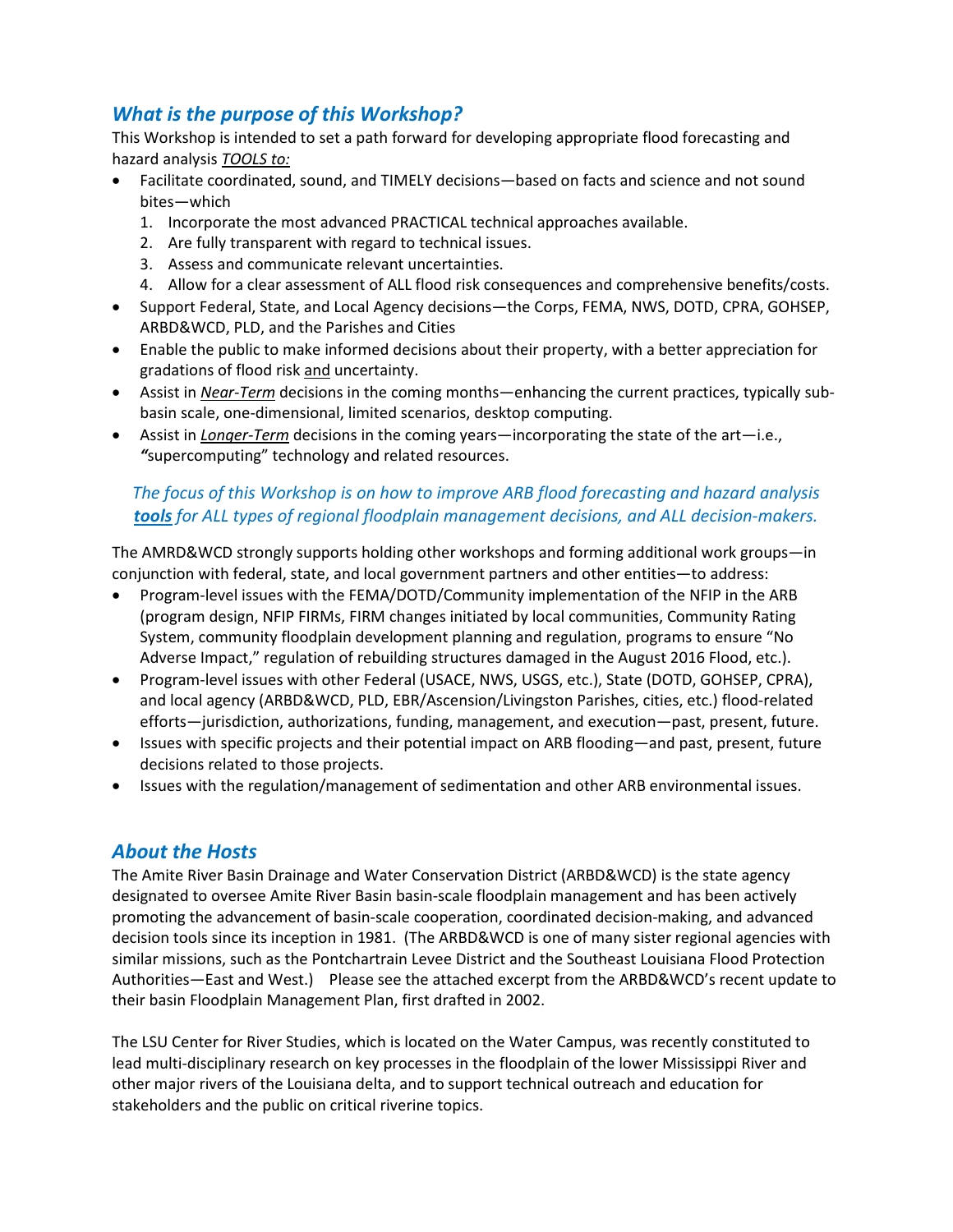## *What is the purpose of this Workshop?*

This Workshop is intended to set a path forward for developing appropriate flood forecasting and hazard analysis <u>*TOOLS to:*</u>

- Facilitate coordinated, sound, and TIMELY decisions—based on facts and science and not sound bites—which
  1. Incorporate the most advanced PRACTICAL technical approaches available.
  2. Are fully transparent with regard to technical issues.
  3. Assess and communicate relevant uncertainties.
  4. Allow for a clear assessment of ALL flood risk consequences and comprehensive benefits/costs.
- Support Federal, State, and Local Agency decisions—the Corps, FEMA, NWS, DOTD, CPRA, GOHSEP, ARBD&WCD, PLD, and the Parishes and Cities
- Enable the public to make informed decisions about their property, with a better appreciation for gradations of flood risk <u>and</u> uncertainty.
- Assist in <u>*Near-Term*</u> decisions in the coming months—enhancing the current practices, typically sub-basin scale, one-dimensional, limited scenarios, desktop computing.
- Assist in <u>*Longer-Term*</u> decisions in the coming years—incorporating the state of the art—i.e., ***"***supercomputing" technology and related resources.

*The focus of this Workshop is on how to improve ARB flood forecasting and hazard analysis* <u>***tools***</u> *for ALL types of regional floodplain management decisions, and ALL decision-makers.*

The AMRD&WCD strongly supports holding other workshops and forming additional work groups—in conjunction with federal, state, and local government partners and other entities—to address:

- Program-level issues with the FEMA/DOTD/Community implementation of the NFIP in the ARB (program design, NFIP FIRMs, FIRM changes initiated by local communities, Community Rating System, community floodplain development planning and regulation, programs to ensure "No Adverse Impact," regulation of rebuilding structures damaged in the August 2016 Flood, etc.).
- Program-level issues with other Federal (USACE, NWS, USGS, etc.), State (DOTD, GOHSEP, CPRA), and local agency (ARBD&WCD, PLD, EBR/Ascension/Livingston Parishes, cities, etc.) flood-related efforts—jurisdiction, authorizations, funding, management, and execution—past, present, future.
- Issues with specific projects and their potential impact on ARB flooding—and past, present, future decisions related to those projects.
- Issues with the regulation/management of sedimentation and other ARB environmental issues.

## *About the Hosts*

The Amite River Basin Drainage and Water Conservation District (ARBD&WCD) is the state agency designated to oversee Amite River Basin basin-scale floodplain management and has been actively promoting the advancement of basin-scale cooperation, coordinated decision-making, and advanced decision tools since its inception in 1981. (The ARBD&WCD is one of many sister regional agencies with similar missions, such as the Pontchartrain Levee District and the Southeast Louisiana Flood Protection Authorities—East and West.) Please see the attached excerpt from the ARBD&WCD's recent update to their basin Floodplain Management Plan, first drafted in 2002.

The LSU Center for River Studies, which is located on the Water Campus, was recently constituted to lead multi-disciplinary research on key processes in the floodplain of the lower Mississippi River and other major rivers of the Louisiana delta, and to support technical outreach and education for stakeholders and the public on critical riverine topics.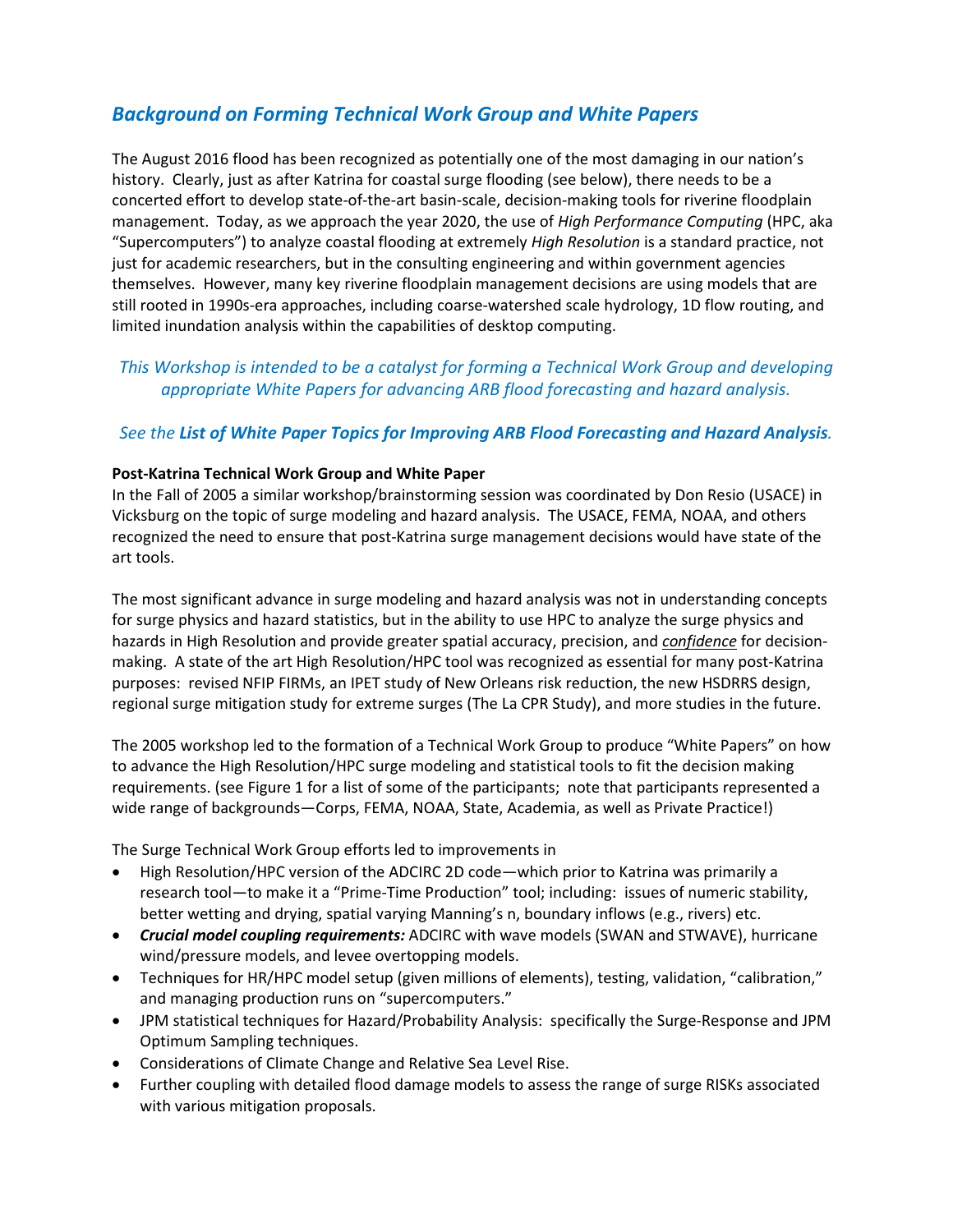## *Background on Forming Technical Work Group and White Papers*

The August 2016 flood has been recognized as potentially one of the most damaging in our nation's history. Clearly, just as after Katrina for coastal surge flooding (see below), there needs to be a concerted effort to develop state-of-the-art basin-scale, decision-making tools for riverine floodplain management. Today, as we approach the year 2020, the use of *High Performance Computing* (HPC, aka "Supercomputers") to analyze coastal flooding at extremely *High Resolution* is a standard practice, not just for academic researchers, but in the consulting engineering and within government agencies themselves. However, many key riverine floodplain management decisions are using models that are still rooted in 1990s-era approaches, including coarse-watershed scale hydrology, 1D flow routing, and limited inundation analysis within the capabilities of desktop computing.

*This Workshop is intended to be a catalyst for forming a Technical Work Group and developing appropriate White Papers for advancing ARB flood forecasting and hazard analysis.*

*See the **List of White Paper Topics for Improving ARB Flood Forecasting and Hazard Analysis**.*

**Post-Katrina Technical Work Group and White Paper**

In the Fall of 2005 a similar workshop/brainstorming session was coordinated by Don Resio (USACE) in Vicksburg on the topic of surge modeling and hazard analysis. The USACE, FEMA, NOAA, and others recognized the need to ensure that post-Katrina surge management decisions would have state of the art tools.

The most significant advance in surge modeling and hazard analysis was not in understanding concepts for surge physics and hazard statistics, but in the ability to use HPC to analyze the surge physics and hazards in High Resolution and provide greater spatial accuracy, precision, and ***confidence*** for decision-making. A state of the art High Resolution/HPC tool was recognized as essential for many post-Katrina purposes: revised NFIP FIRMs, an IPET study of New Orleans risk reduction, the new HSDRRS design, regional surge mitigation study for extreme surges (The La CPR Study), and more studies in the future.

The 2005 workshop led to the formation of a Technical Work Group to produce "White Papers" on how to advance the High Resolution/HPC surge modeling and statistical tools to fit the decision making requirements. (see Figure 1 for a list of some of the participants; note that participants represented a wide range of backgrounds—Corps, FEMA, NOAA, State, Academia, as well as Private Practice!)

The Surge Technical Work Group efforts led to improvements in

- High Resolution/HPC version of the ADCIRC 2D code—which prior to Katrina was primarily a research tool—to make it a "Prime-Time Production" tool; including: issues of numeric stability, better wetting and drying, spatial varying Manning's n, boundary inflows (e.g., rivers) etc.
- ***Crucial model coupling requirements:*** ADCIRC with wave models (SWAN and STWAVE), hurricane wind/pressure models, and levee overtopping models.
- Techniques for HR/HPC model setup (given millions of elements), testing, validation, "calibration," and managing production runs on "supercomputers."
- JPM statistical techniques for Hazard/Probability Analysis: specifically the Surge-Response and JPM Optimum Sampling techniques.
- Considerations of Climate Change and Relative Sea Level Rise.
- Further coupling with detailed flood damage models to assess the range of surge RISKs associated with various mitigation proposals.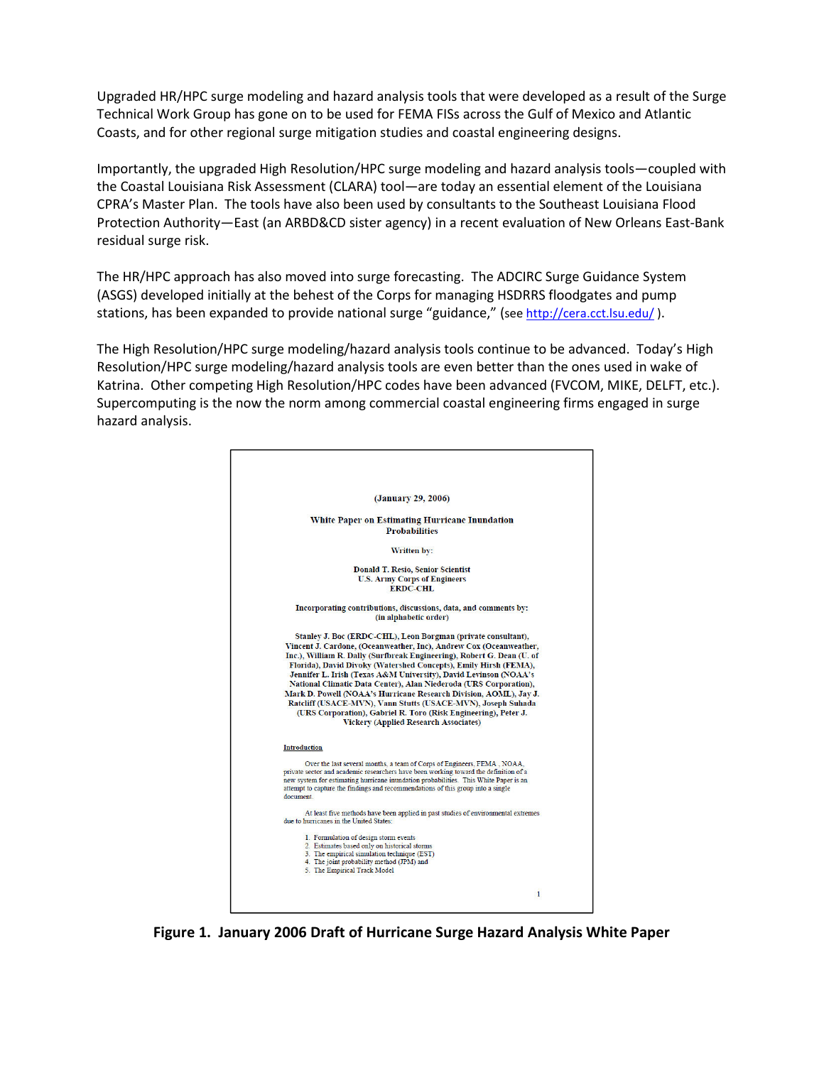Upgraded HR/HPC surge modeling and hazard analysis tools that were developed as a result of the Surge Technical Work Group has gone on to be used for FEMA FISs across the Gulf of Mexico and Atlantic Coasts, and for other regional surge mitigation studies and coastal engineering designs.

Importantly, the upgraded High Resolution/HPC surge modeling and hazard analysis tools—coupled with the Coastal Louisiana Risk Assessment (CLARA) tool—are today an essential element of the Louisiana CPRA's Master Plan. The tools have also been used by consultants to the Southeast Louisiana Flood Protection Authority—East (an ARBD&CD sister agency) in a recent evaluation of New Orleans East-Bank residual surge risk.

The HR/HPC approach has also moved into surge forecasting. The ADCIRC Surge Guidance System (ASGS) developed initially at the behest of the Corps for managing HSDRRS floodgates and pump stations, has been expanded to provide national surge "guidance," (see http://cera.cct.lsu.edu/ ).

The High Resolution/HPC surge modeling/hazard analysis tools continue to be advanced. Today's High Resolution/HPC surge modeling/hazard analysis tools are even better than the ones used in wake of Katrina. Other competing High Resolution/HPC codes have been advanced (FVCOM, MIKE, DELFT, etc.). Supercomputing is the now the norm among commercial coastal engineering firms engaged in surge hazard analysis.

(January 29, 2006)

**White Paper on Estimating Hurricane Inundation Probabilities**

Written by:

**Donald T. Resio, Senior Scientist**
**U.S. Army Corps of Engineers**
**ERDC-CHL**

**Incorporating contributions, discussions, data, and comments by:**
(in alphabetic order)

**Stanley J. Boc (ERDC-CHL), Leon Borgman (private consultant), Vincent J. Cardone, (Oceanweather, Inc), Andrew Cox (Oceanweather, Inc.), William R. Dally (Surfbreak Engineering), Robert G. Dean (U. of Florida), David Divoky (Watershed Concepts), Emily Hirsh (FEMA), Jennifer L. Irish (Texas A&M University), David Levinson (NOAA's National Climatic Data Center), Alan Niederoda (URS Corporation), Mark D. Powell (NOAA's Hurricane Research Division, AOML), Jay J. Ratcliff (USACE-MVN), Vann Stutts (USACE-MVN), Joseph Suhada (URS Corporation), Gabriel R. Toro (Risk Engineering), Peter J. Vickery (Applied Research Associates)**

**Introduction**

Over the last several months, a team of Corps of Engineers, FEMA , NOAA, private sector and academic researchers have been working toward the definition of a new system for estimating hurricane inundation probabilities. This White Paper is an attempt to capture the findings and recommendations of this group into a single document.

At least five methods have been applied in past studies of environmental extremes due to hurricanes in the United States:

1. Formulation of design storm events
2. Estimates based only on historical storms
3. The empirical simulation technique (EST)
4. The joint probability method (JPM) and
5. The Empirical Track Model

**Figure 1. January 2006 Draft of Hurricane Surge Hazard Analysis White Paper**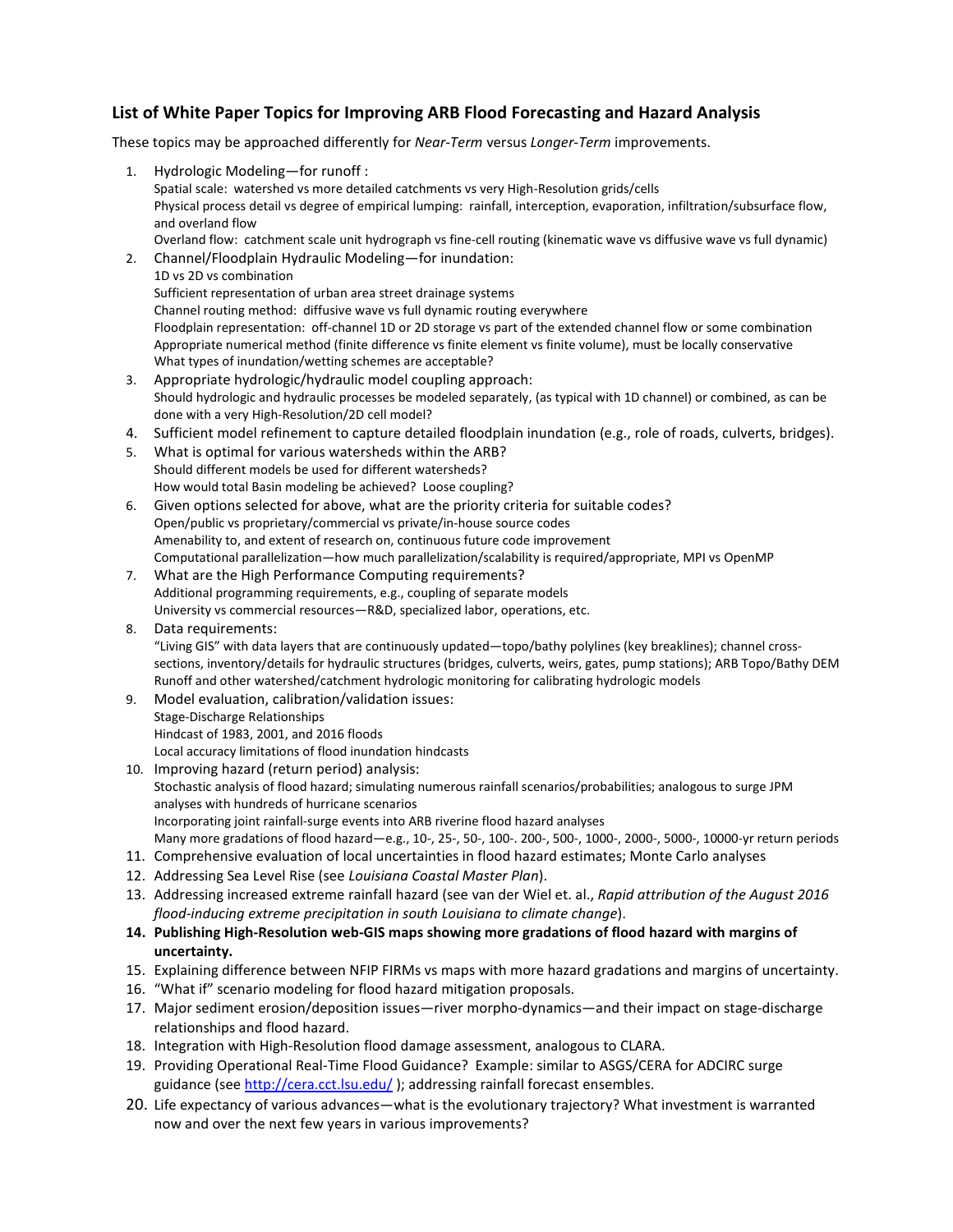## List of White Paper Topics for Improving ARB Flood Forecasting and Hazard Analysis

These topics may be approached differently for *Near-Term* versus *Longer-Term* improvements.

1. Hydrologic Modeling—for runoff :
   Spatial scale: watershed vs more detailed catchments vs very High-Resolution grids/cells
   Physical process detail vs degree of empirical lumping: rainfall, interception, evaporation, infiltration/subsurface flow, and overland flow
   Overland flow: catchment scale unit hydrograph vs fine-cell routing (kinematic wave vs diffusive wave vs full dynamic)
2. Channel/Floodplain Hydraulic Modeling—for inundation:
   1D vs 2D vs combination
   Sufficient representation of urban area street drainage systems
   Channel routing method: diffusive wave vs full dynamic routing everywhere
   Floodplain representation: off-channel 1D or 2D storage vs part of the extended channel flow or some combination
   Appropriate numerical method (finite difference vs finite element vs finite volume), must be locally conservative
   What types of inundation/wetting schemes are acceptable?
3. Appropriate hydrologic/hydraulic model coupling approach:
   Should hydrologic and hydraulic processes be modeled separately, (as typical with 1D channel) or combined, as can be done with a very High-Resolution/2D cell model?
4. Sufficient model refinement to capture detailed floodplain inundation (e.g., role of roads, culverts, bridges).
5. What is optimal for various watersheds within the ARB?
   Should different models be used for different watersheds?
   How would total Basin modeling be achieved? Loose coupling?
6. Given options selected for above, what are the priority criteria for suitable codes?
   Open/public vs proprietary/commercial vs private/in-house source codes
   Amenability to, and extent of research on, continuous future code improvement
   Computational parallelization—how much parallelization/scalability is required/appropriate, MPI vs OpenMP
7. What are the High Performance Computing requirements?
   Additional programming requirements, e.g., coupling of separate models
   University vs commercial resources—R&D, specialized labor, operations, etc.
8. Data requirements:
   "Living GIS" with data layers that are continuously updated—topo/bathy polylines (key breaklines); channel cross-sections, inventory/details for hydraulic structures (bridges, culverts, weirs, gates, pump stations); ARB Topo/Bathy DEM
   Runoff and other watershed/catchment hydrologic monitoring for calibrating hydrologic models
9. Model evaluation, calibration/validation issues:
   Stage-Discharge Relationships
   Hindcast of 1983, 2001, and 2016 floods
   Local accuracy limitations of flood inundation hindcasts
10. Improving hazard (return period) analysis:
    Stochastic analysis of flood hazard; simulating numerous rainfall scenarios/probabilities; analogous to surge JPM analyses with hundreds of hurricane scenarios
    Incorporating joint rainfall-surge events into ARB riverine flood hazard analyses
    Many more gradations of flood hazard—e.g., 10-, 25-, 50-, 100-. 200-, 500-, 1000-, 2000-, 5000-, 10000-yr return periods
11. Comprehensive evaluation of local uncertainties in flood hazard estimates; Monte Carlo analyses
12. Addressing Sea Level Rise (see *Louisiana Coastal Master Plan*).
13. Addressing increased extreme rainfall hazard (see van der Wiel et. al., *Rapid attribution of the August 2016 flood-inducing extreme precipitation in south Louisiana to climate change*).
14. **Publishing High-Resolution web-GIS maps showing more gradations of flood hazard with margins of uncertainty.**
15. Explaining difference between NFIP FIRMs vs maps with more hazard gradations and margins of uncertainty.
16. "What if" scenario modeling for flood hazard mitigation proposals.
17. Major sediment erosion/deposition issues—river morpho-dynamics—and their impact on stage-discharge relationships and flood hazard.
18. Integration with High-Resolution flood damage assessment, analogous to CLARA.
19. Providing Operational Real-Time Flood Guidance? Example: similar to ASGS/CERA for ADCIRC surge guidance (see http://cera.cct.lsu.edu/ ); addressing rainfall forecast ensembles.
20. Life expectancy of various advances—what is the evolutionary trajectory? What investment is warranted now and over the next few years in various improvements?